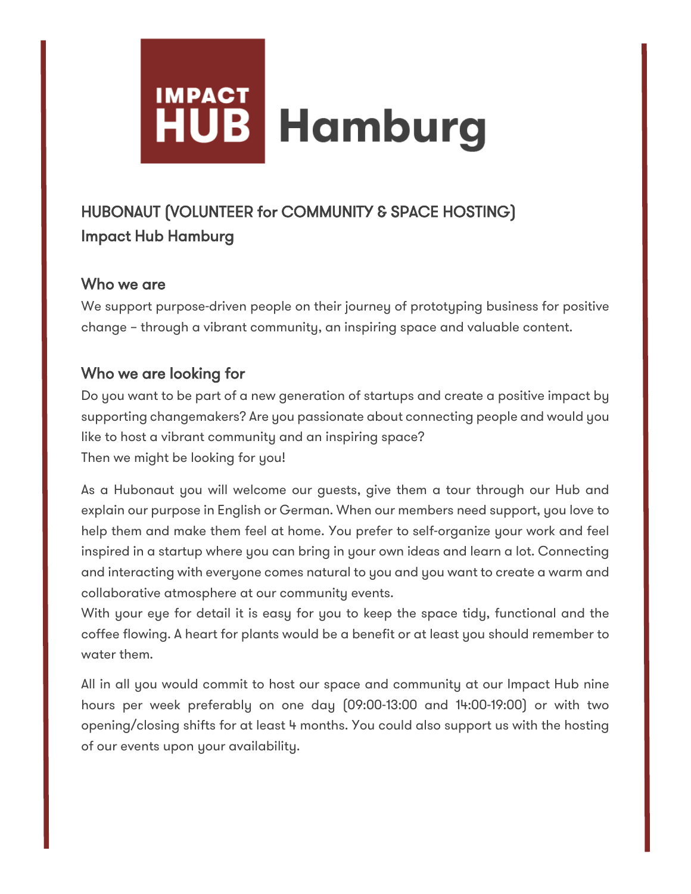# IMPACT HUB Hamburg

## HUBONAUT (VOLUNTEER for COMMUNITY & SPACE HOSTING)
## Impact Hub Hamburg

### Who we are

We support purpose-driven people on their journey of prototyping business for positive change – through a vibrant community, an inspiring space and valuable content.

### Who we are looking for

Do you want to be part of a new generation of startups and create a positive impact by supporting changemakers? Are you passionate about connecting people and would you like to host a vibrant community and an inspiring space?
Then we might be looking for you!

As a Hubonaut you will welcome our guests, give them a tour through our Hub and explain our purpose in English or German. When our members need support, you love to help them and make them feel at home. You prefer to self-organize your work and feel inspired in a startup where you can bring in your own ideas and learn a lot. Connecting and interacting with everyone comes natural to you and you want to create a warm and collaborative atmosphere at our community events.
With your eye for detail it is easy for you to keep the space tidy, functional and the coffee flowing. A heart for plants would be a benefit or at least you should remember to water them.

All in all you would commit to host our space and community at our Impact Hub nine hours per week preferably on one day (09:00-13:00 and 14:00-19:00) or with two opening/closing shifts for at least 4 months. You could also support us with the hosting of our events upon your availability.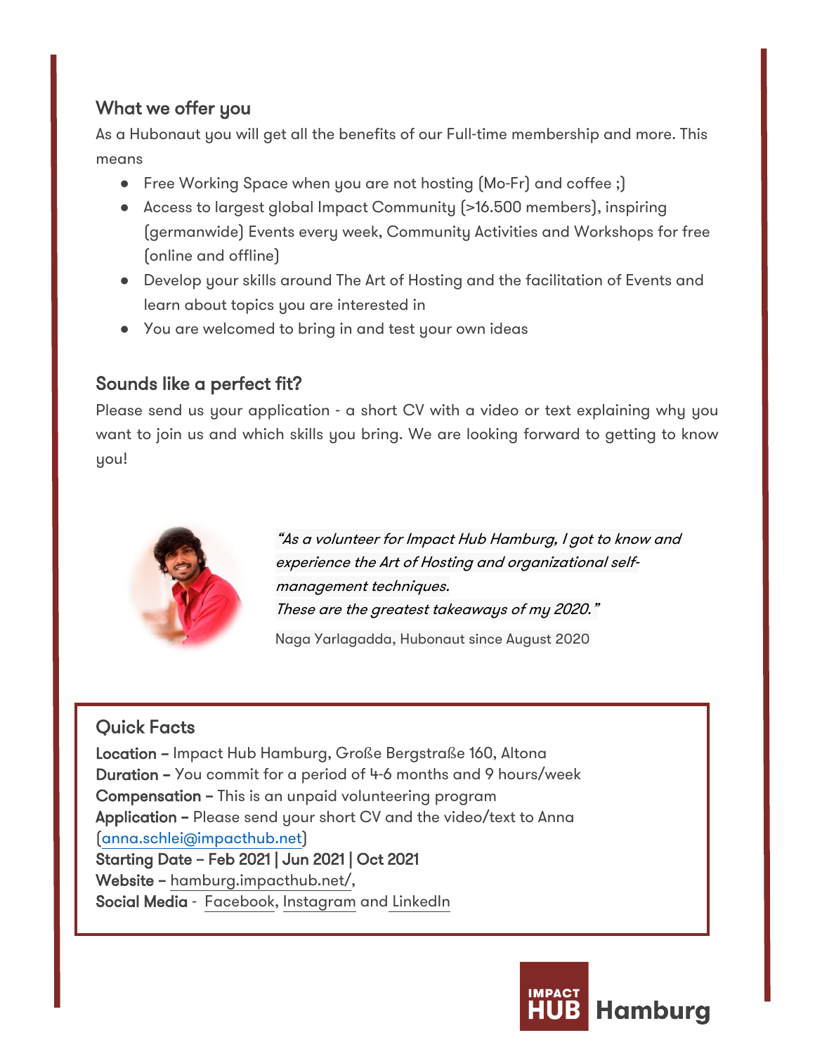## What we offer you

As a Hubonaut you will get all the benefits of our Full-time membership and more. This means

- Free Working Space when you are not hosting (Mo-Fr) and coffee ;)
- Access to largest global Impact Community (>16.500 members), inspiring (germanwide) Events every week, Community Activities and Workshops for free (online and offline)
- Develop your skills around The Art of Hosting and the facilitation of Events and learn about topics you are interested in
- You are welcomed to bring in and test your own ideas

## Sounds like a perfect fit?

Please send us your application - a short CV with a video or text explaining why you want to join us and which skills you bring. We are looking forward to getting to know you!

*"As a volunteer for Impact Hub Hamburg, I got to know and experience the Art of Hosting and organizational self-management techniques.*
*These are the greatest takeaways of my 2020."*

Naga Yarlagadda, Hubonaut since August 2020

## Quick Facts

**Location –** Impact Hub Hamburg, Große Bergstraße 160, Altona
**Duration –** You commit for a period of 4-6 months and 9 hours/week
**Compensation –** This is an unpaid volunteering program
**Application –** Please send your short CV and the video/text to Anna (anna.schlei@impacthub.net)
**Starting Date – Feb 2021 | Jun 2021 | Oct 2021**
**Website –** hamburg.impacthub.net/,
**Social Media** - Facebook, Instagram and LinkedIn

IMPACT HUB Hamburg